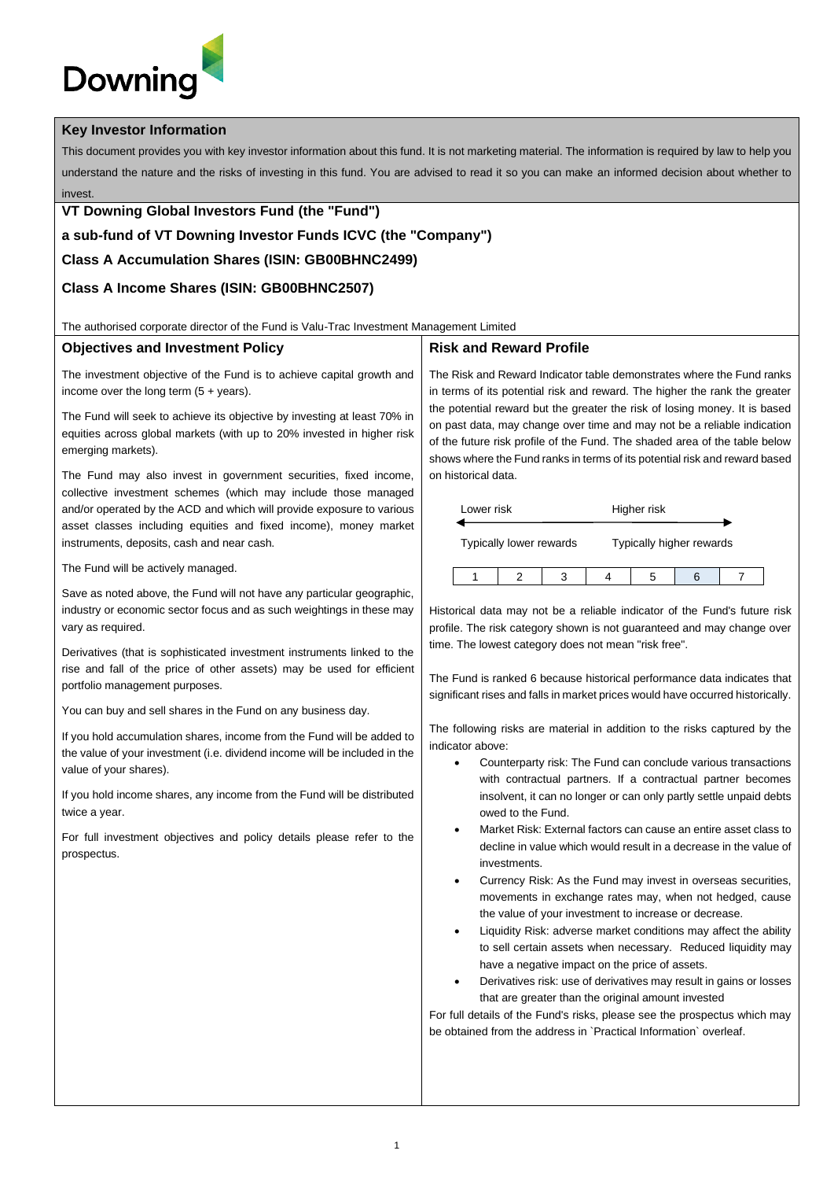Downing

## Key Investor Information

This document provides you with key investor information about this fund. It is not marketing material. The information is required by law to help you understand the nature and the risks of investing in this fund. You are advised to read it so you can make an informed decision about whether to invest.

**VT Downing Global Investors Fund (the "Fund")**

**a sub-fund of VT Downing Investor Funds ICVC (the "Company")**

**Class A Accumulation Shares (ISIN: GB00BHNC2499)**

**Class A Income Shares (ISIN: GB00BHNC2507)**

The authorised corporate director of the Fund is Valu-Trac Investment Management Limited

## Objectives and Investment Policy

The investment objective of the Fund is to achieve capital growth and income over the long term (5 + years).

The Fund will seek to achieve its objective by investing at least 70% in equities across global markets (with up to 20% invested in higher risk emerging markets).

The Fund may also invest in government securities, fixed income, collective investment schemes (which may include those managed and/or operated by the ACD and which will provide exposure to various asset classes including equities and fixed income), money market instruments, deposits, cash and near cash.

The Fund will be actively managed.

Save as noted above, the Fund will not have any particular geographic, industry or economic sector focus and as such weightings in these may vary as required.

Derivatives (that is sophisticated investment instruments linked to the rise and fall of the price of other assets) may be used for efficient portfolio management purposes.

You can buy and sell shares in the Fund on any business day.

If you hold accumulation shares, income from the Fund will be added to the value of your investment (i.e. dividend income will be included in the value of your shares).

If you hold income shares, any income from the Fund will be distributed twice a year.

For full investment objectives and policy details please refer to the prospectus.

## Risk and Reward Profile

The Risk and Reward Indicator table demonstrates where the Fund ranks in terms of its potential risk and reward. The higher the rank the greater the potential reward but the greater the risk of losing money. It is based on past data, may change over time and may not be a reliable indication of the future risk profile of the Fund. The shaded area of the table below shows where the Fund ranks in terms of its potential risk and reward based on historical data.

Lower risk ← → Higher risk

Typically lower rewards — Typically higher rewards

| 1 | 2 | 3 | 4 | 5 | **6** | 7 |
|---|---|---|---|---|---|---|

Historical data may not be a reliable indicator of the Fund's future risk profile. The risk category shown is not guaranteed and may change over time. The lowest category does not mean "risk free".

The Fund is ranked 6 because historical performance data indicates that significant rises and falls in market prices would have occurred historically.

The following risks are material in addition to the risks captured by the indicator above:

- Counterparty risk: The Fund can conclude various transactions with contractual partners. If a contractual partner becomes insolvent, it can no longer or can only partly settle unpaid debts owed to the Fund.
- Market Risk: External factors can cause an entire asset class to decline in value which would result in a decrease in the value of investments.
- Currency Risk: As the Fund may invest in overseas securities, movements in exchange rates may, when not hedged, cause the value of your investment to increase or decrease.
- Liquidity Risk: adverse market conditions may affect the ability to sell certain assets when necessary. Reduced liquidity may have a negative impact on the price of assets.
- Derivatives risk: use of derivatives may result in gains or losses that are greater than the original amount invested

For full details of the Fund's risks, please see the prospectus which may be obtained from the address in `Practical Information` overleaf.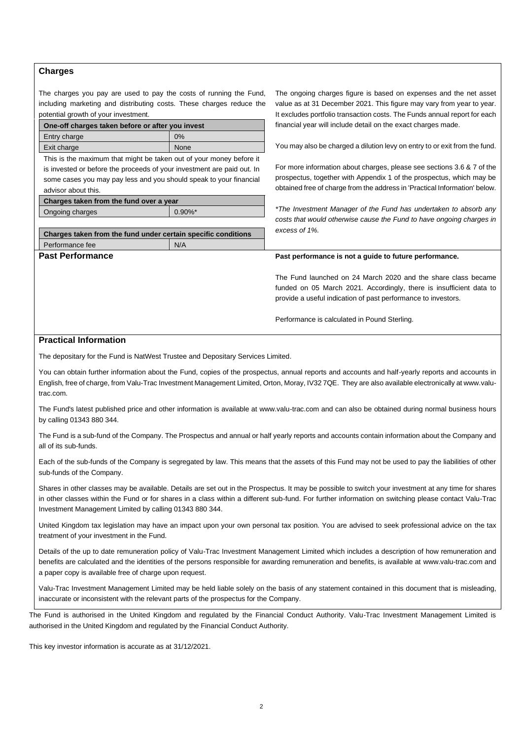## Charges

The charges you pay are used to pay the costs of running the Fund, including marketing and distributing costs. These charges reduce the potential growth of your investment.

| One-off charges taken before or after you invest | |
|---|---|
| Entry charge | 0% |
| Exit charge | None |

This is the maximum that might be taken out of your money before it is invested or before the proceeds of your investment are paid out. In some cases you may pay less and you should speak to your financial advisor about this.

| Charges taken from the fund over a year | |
|---|---|
| Ongoing charges | 0.90%* |

| Charges taken from the fund under certain specific conditions | |
|---|---|
| Performance fee | N/A |

The ongoing charges figure is based on expenses and the net asset value as at 31 December 2021. This figure may vary from year to year. It excludes portfolio transaction costs. The Funds annual report for each financial year will include detail on the exact charges made.

You may also be charged a dilution levy on entry to or exit from the fund.

For more information about charges, please see sections 3.6 & 7 of the prospectus, together with Appendix 1 of the prospectus, which may be obtained free of charge from the address in 'Practical Information' below.

*\*The Investment Manager of the Fund has undertaken to absorb any costs that would otherwise cause the Fund to have ongoing charges in excess of 1%.*

## Past Performance

**Past performance is not a guide to future performance.**

The Fund launched on 24 March 2020 and the share class became funded on 05 March 2021. Accordingly, there is insufficient data to provide a useful indication of past performance to investors.

Performance is calculated in Pound Sterling.

## Practical Information

The depositary for the Fund is NatWest Trustee and Depositary Services Limited.

You can obtain further information about the Fund, copies of the prospectus, annual reports and accounts and half-yearly reports and accounts in English, free of charge, from Valu-Trac Investment Management Limited, Orton, Moray, IV32 7QE. They are also available electronically at www.valu-trac.com.

The Fund's latest published price and other information is available at www.valu-trac.com and can also be obtained during normal business hours by calling 01343 880 344.

The Fund is a sub-fund of the Company. The Prospectus and annual or half yearly reports and accounts contain information about the Company and all of its sub-funds.

Each of the sub-funds of the Company is segregated by law. This means that the assets of this Fund may not be used to pay the liabilities of other sub-funds of the Company.

Shares in other classes may be available. Details are set out in the Prospectus. It may be possible to switch your investment at any time for shares in other classes within the Fund or for shares in a class within a different sub-fund. For further information on switching please contact Valu-Trac Investment Management Limited by calling 01343 880 344.

United Kingdom tax legislation may have an impact upon your own personal tax position. You are advised to seek professional advice on the tax treatment of your investment in the Fund.

Details of the up to date remuneration policy of Valu-Trac Investment Management Limited which includes a description of how remuneration and benefits are calculated and the identities of the persons responsible for awarding remuneration and benefits, is available at www.valu-trac.com and a paper copy is available free of charge upon request.

Valu-Trac Investment Management Limited may be held liable solely on the basis of any statement contained in this document that is misleading, inaccurate or inconsistent with the relevant parts of the prospectus for the Company.

The Fund is authorised in the United Kingdom and regulated by the Financial Conduct Authority. Valu-Trac Investment Management Limited is authorised in the United Kingdom and regulated by the Financial Conduct Authority.

This key investor information is accurate as at 31/12/2021.